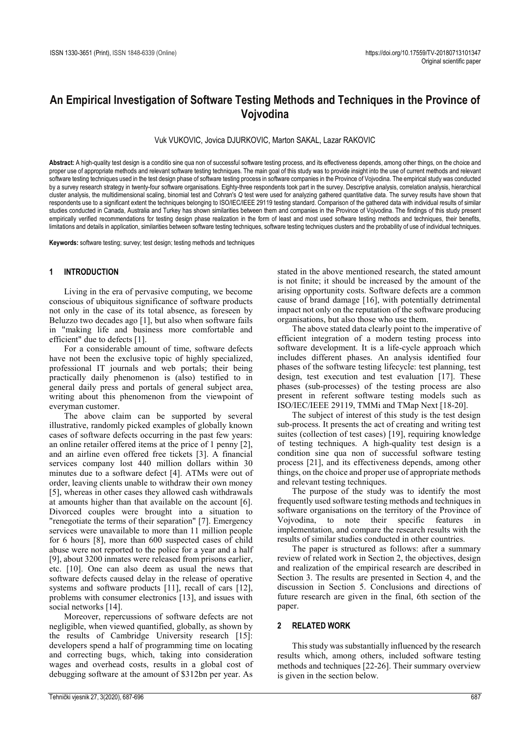# An Empirical Investigation of Software Testing Methods and Techniques in the Province of Vojvodina

Vuk VUKOVIC, Jovica DJURKOVIC, Marton SAKAL, Lazar RAKOVIC

**Abstract:** A high-quality test design is a conditio sine qua non of successful software testing process, and its effectiveness depends, among other things, on the choice and proper use of appropriate methods and relevant software testing techniques. The main goal of this study was to provide insight into the use of current methods and relevant software testing techniques used in the test design phase of software testing process in software companies in the Province of Vojvodina. The empirical study was conducted by a survey research strategy in twenty-four software organisations. Eighty-three respondents took part in the survey. Descriptive analysis, correlation analysis, hierarchical cluster analysis, the multidimensional scaling, binomial test and Cohran's *Q* test were used for analyzing gathered quantitative data. The survey results have shown that respondents use to a significant extent the techniques belonging to ISO/IEC/IEEE 29119 testing standard. Comparison of the gathered data with individual results of similar studies conducted in Canada, Australia and Turkey has shown similarities between them and companies in the Province of Vojvodina. The findings of this study present empirically verified recommendations for testing design phase realization in the form of least and most used software testing methods and techniques, their benefits, limitations and details in application, similarities between software testing techniques, software testing techniques clusters and the probability of use of individual techniques.

**Keywords:** software testing; survey; test design; testing methods and techniques

## 1 INTRODUCTION

Living in the era of pervasive computing, we become conscious of ubiquitous significance of software products not only in the case of its total absence, as foreseen by Beluzzo two decades ago [1], but also when software fails in "making life and business more comfortable and efficient" due to defects [1].

For a considerable amount of time, software defects have not been the exclusive topic of highly specialized, professional IT journals and web portals; their being practically daily phenomenon is (also) testified to in general daily press and portals of general subject area, writing about this phenomenon from the viewpoint of everyman customer.

The above claim can be supported by several illustrative, randomly picked examples of globally known cases of software defects occurring in the past few years: an online retailer offered items at the price of 1 penny [2], and an airline even offered free tickets [3]. A financial services company lost 440 million dollars within 30 minutes due to a software defect [4]. ATMs were out of order, leaving clients unable to withdraw their own money [5], whereas in other cases they allowed cash withdrawals at amounts higher than that available on the account [6]. Divorced couples were brought into a situation to "renegotiate the terms of their separation" [7]. Emergency services were unavailable to more than 11 million people for 6 hours [8], more than 600 suspected cases of child abuse were not reported to the police for a year and a half [9], about 3200 inmates were released from prisons earlier, etc. [10]. One can also deem as usual the news that software defects caused delay in the release of operative systems and software products [11], recall of cars [12], problems with consumer electronics [13], and issues with social networks [14].

Moreover, repercussions of software defects are not negligible, when viewed quantified, globally, as shown by the results of Cambridge University research [15]: developers spend a half of programming time on locating and correcting bugs, which, taking into consideration wages and overhead costs, results in a global cost of debugging software at the amount of \$312bn per year. As stated in the above mentioned research, the stated amount is not finite; it should be increased by the amount of the arising opportunity costs. Software defects are a common cause of brand damage [16], with potentially detrimental impact not only on the reputation of the software producing organisations, but also those who use them.

The above stated data clearly point to the imperative of efficient integration of a modern testing process into software development. It is a life-cycle approach which includes different phases. An analysis identified four phases of the software testing lifecycle: test planning, test design, test execution and test evaluation [17]. These phases (sub-processes) of the testing process are also present in referent software testing models such as ISO/IEC/IEEE 29119, TMMi and TMap Next [18-20].

The subject of interest of this study is the test design sub-process. It presents the act of creating and writing test suites (collection of test cases) [19], requiring knowledge of testing techniques. A high-quality test design is a condition sine qua non of successful software testing process [21], and its effectiveness depends, among other things, on the choice and proper use of appropriate methods and relevant testing techniques.

The purpose of the study was to identify the most frequently used software testing methods and techniques in software organisations on the territory of the Province of Vojvodina, to note their specific features in implementation, and compare the research results with the results of similar studies conducted in other countries.

The paper is structured as follows: after a summary review of related work in Section 2, the objectives, design and realization of the empirical research are described in Section 3. The results are presented in Section 4, and the discussion in Section 5. Conclusions and directions of future research are given in the final, 6th section of the paper.

## 2 RELATED WORK

This study was substantially influenced by the research results which, among others, included software testing methods and techniques [22-26]. Their summary overview is given in the section below.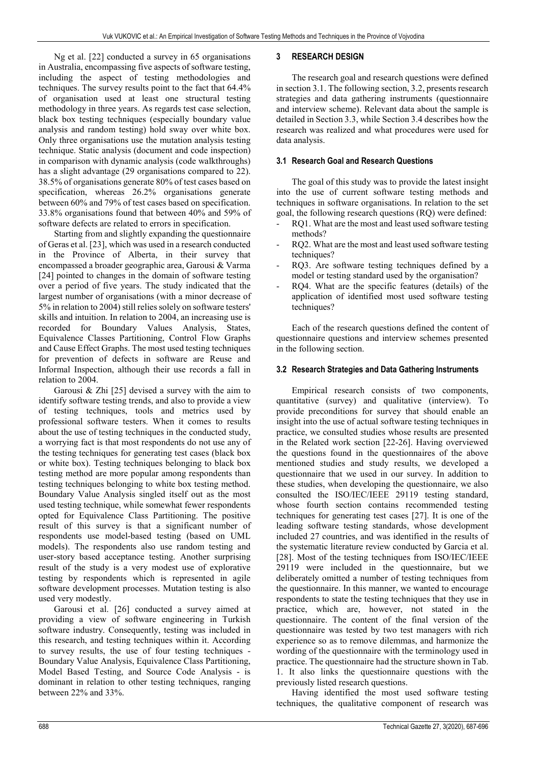Ng et al. [22] conducted a survey in 65 organisations in Australia, encompassing five aspects of software testing, including the aspect of testing methodologies and techniques. The survey results point to the fact that 64.4% of organisation used at least one structural testing methodology in three years. As regards test case selection, black box testing techniques (especially boundary value analysis and random testing) hold sway over white box. Only three organisations use the mutation analysis testing technique. Static analysis (document and code inspection) in comparison with dynamic analysis (code walkthroughs) has a slight advantage (29 organisations compared to 22). 38.5% of organisations generate 80% of test cases based on specification, whereas 26.2% organisations generate between 60% and 79% of test cases based on specification. 33.8% organisations found that between 40% and 59% of software defects are related to errors in specification.

Starting from and slightly expanding the questionnaire of Geras et al. [23], which was used in a research conducted in the Province of Alberta, in their survey that encompassed a broader geographic area, Garousi & Varma [24] pointed to changes in the domain of software testing over a period of five years. The study indicated that the largest number of organisations (with a minor decrease of 5% in relation to 2004) still relies solely on software testers' skills and intuition. In relation to 2004, an increasing use is recorded for Boundary Values Analysis, States, Equivalence Classes Partitioning, Control Flow Graphs and Cause Effect Graphs. The most used testing techniques for prevention of defects in software are Reuse and Informal Inspection, although their use records a fall in relation to 2004.

Garousi & Zhi [25] devised a survey with the aim to identify software testing trends, and also to provide a view of testing techniques, tools and metrics used by professional software testers. When it comes to results about the use of testing techniques in the conducted study, a worrying fact is that most respondents do not use any of the testing techniques for generating test cases (black box or white box). Testing techniques belonging to black box testing method are more popular among respondents than testing techniques belonging to white box testing method. Boundary Value Analysis singled itself out as the most used testing technique, while somewhat fewer respondents opted for Equivalence Class Partitioning. The positive result of this survey is that a significant number of respondents use model-based testing (based on UML models). The respondents also use random testing and user-story based acceptance testing. Another surprising result of the study is a very modest use of explorative testing by respondents which is represented in agile software development processes. Mutation testing is also used very modestly.

Garousi et al. [26] conducted a survey aimed at providing a view of software engineering in Turkish software industry. Consequently, testing was included in this research, and testing techniques within it. According to survey results, the use of four testing techniques - Boundary Value Analysis, Equivalence Class Partitioning, Model Based Testing, and Source Code Analysis - is dominant in relation to other testing techniques, ranging between 22% and 33%.

## 3 RESEARCH DESIGN

The research goal and research questions were defined in section 3.1. The following section, 3.2, presents research strategies and data gathering instruments (questionnaire and interview scheme). Relevant data about the sample is detailed in Section 3.3, while Section 3.4 describes how the research was realized and what procedures were used for data analysis.

### 3.1 Research Goal and Research Questions

The goal of this study was to provide the latest insight into the use of current software testing methods and techniques in software organisations. In relation to the set goal, the following research questions (RQ) were defined:

- RQ1. What are the most and least used software testing methods?
- RQ2. What are the most and least used software testing techniques?
- RQ3. Are software testing techniques defined by a model or testing standard used by the organisation?
- RQ4. What are the specific features (details) of the application of identified most used software testing techniques?

Each of the research questions defined the content of questionnaire questions and interview schemes presented in the following section.

### 3.2 Research Strategies and Data Gathering Instruments

Empirical research consists of two components, quantitative (survey) and qualitative (interview). To provide preconditions for survey that should enable an insight into the use of actual software testing techniques in practice, we consulted studies whose results are presented in the Related work section [22-26]. Having overviewed the questions found in the questionnaires of the above mentioned studies and study results, we developed a questionnaire that we used in our survey. In addition to these studies, when developing the questionnaire, we also consulted the ISO/IEC/IEEE 29119 testing standard, whose fourth section contains recommended testing techniques for generating test cases [27]. It is one of the leading software testing standards, whose development included 27 countries, and was identified in the results of the systematic literature review conducted by Garcia et al. [28]. Most of the testing techniques from ISO/IEC/IEEE 29119 were included in the questionnaire, but we deliberately omitted a number of testing techniques from the questionnaire. In this manner, we wanted to encourage respondents to state the testing techniques that they use in practice, which are, however, not stated in the questionnaire. The content of the final version of the questionnaire was tested by two test managers with rich experience so as to remove dilemmas, and harmonize the wording of the questionnaire with the terminology used in practice. The questionnaire had the structure shown in Tab. 1. It also links the questionnaire questions with the previously listed research questions.

Having identified the most used software testing techniques, the qualitative component of research was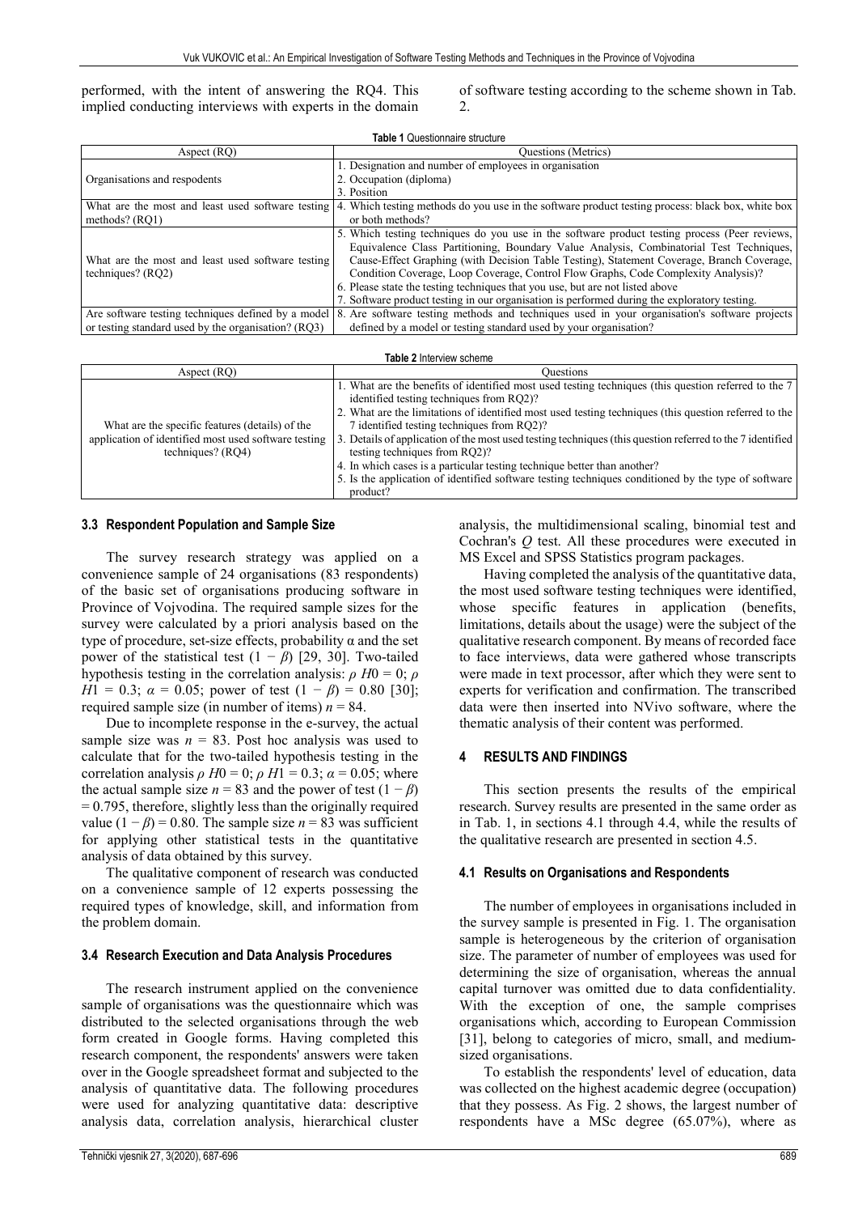performed, with the intent of answering the RQ4. This implied conducting interviews with experts in the domain of software testing according to the scheme shown in Tab. 2.

**Table 1** Questionnaire structure

| Aspect (RQ) | Questions (Metrics) |
| --- | --- |
| Organisations and respodents | 1. Designation and number of employees in organisation<br>2. Occupation (diploma)<br>3. Position |
| What are the most and least used software testing methods? (RQ1) | 4. Which testing methods do you use in the software product testing process: black box, white box or both methods? |
| What are the most and least used software testing techniques? (RQ2) | 5. Which testing techniques do you use in the software product testing process (Peer reviews, Equivalence Class Partitioning, Boundary Value Analysis, Combinatorial Test Techniques, Cause-Effect Graphing (with Decision Table Testing), Statement Coverage, Branch Coverage, Condition Coverage, Loop Coverage, Control Flow Graphs, Code Complexity Analysis)?<br>6. Please state the testing techniques that you use, but are not listed above<br>7. Software product testing in our organisation is performed during the exploratory testing. |
| Are software testing techniques defined by a model or testing standard used by the organisation? (RQ3) | 8. Are software testing methods and techniques used in your organisation's software projects defined by a model or testing standard used by your organisation? |

**Table 2** Interview scheme

| Aspect (RQ) | Questions |
| --- | --- |
| What are the specific features (details) of the application of identified most used software testing techniques? (RQ4) | 1. What are the benefits of identified most used testing techniques (this question referred to the 7 identified testing techniques from RQ2)?<br>2. What are the limitations of identified most used testing techniques (this question referred to the 7 identified testing techniques from RQ2)?<br>3. Details of application of the most used testing techniques (this question referred to the 7 identified testing techniques from RQ2)?<br>4. In which cases is a particular testing technique better than another?<br>5. Is the application of identified software testing techniques conditioned by the type of software product? |

### 3.3 Respondent Population and Sample Size

The survey research strategy was applied on a convenience sample of 24 organisations (83 respondents) of the basic set of organisations producing software in Province of Vojvodina. The required sample sizes for the survey were calculated by a priori analysis based on the type of procedure, set-size effects, probability $\alpha$ and the set power of the statistical test $(1 - \beta)$ [29, 30]. Two-tailed hypothesis testing in the correlation analysis: $\rho\ H0 = 0$; $\rho\ H1 = 0.3$; $\alpha = 0.05$; power of test $(1 - \beta) = 0.80$ [30]; required sample size (in number of items) $n = 84$.

Due to incomplete response in the e-survey, the actual sample size was $n = 83$. Post hoc analysis was used to calculate that for the two-tailed hypothesis testing in the correlation analysis $\rho\ H0 = 0$; $\rho\ H1 = 0.3$; $\alpha = 0.05$; where the actual sample size $n = 83$ and the power of test $(1 - \beta) = 0.795$, therefore, slightly less than the originally required value $(1 - \beta) = 0.80$. The sample size $n = 83$ was sufficient for applying other statistical tests in the quantitative analysis of data obtained by this survey.

The qualitative component of research was conducted on a convenience sample of 12 experts possessing the required types of knowledge, skill, and information from the problem domain.

### 3.4 Research Execution and Data Analysis Procedures

The research instrument applied on the convenience sample of organisations was the questionnaire which was distributed to the selected organisations through the web form created in Google forms. Having completed this research component, the respondents' answers were taken over in the Google spreadsheet format and subjected to the analysis of quantitative data. The following procedures were used for analyzing quantitative data: descriptive analysis data, correlation analysis, hierarchical cluster analysis, the multidimensional scaling, binomial test and Cochran's $Q$ test. All these procedures were executed in MS Excel and SPSS Statistics program packages.

Having completed the analysis of the quantitative data, the most used software testing techniques were identified, whose specific features in application (benefits, limitations, details about the usage) were the subject of the qualitative research component. By means of recorded face to face interviews, data were gathered whose transcripts were made in text processor, after which they were sent to experts for verification and confirmation. The transcribed data were then inserted into NVivo software, where the thematic analysis of their content was performed.

## 4 RESULTS AND FINDINGS

This section presents the results of the empirical research. Survey results are presented in the same order as in Tab. 1, in sections 4.1 through 4.4, while the results of the qualitative research are presented in section 4.5.

### 4.1 Results on Organisations and Respondents

The number of employees in organisations included in the survey sample is presented in Fig. 1. The organisation sample is heterogeneous by the criterion of organisation size. The parameter of number of employees was used for determining the size of organisation, whereas the annual capital turnover was omitted due to data confidentiality. With the exception of one, the sample comprises organisations which, according to European Commission [31], belong to categories of micro, small, and medium-sized organisations.

To establish the respondents' level of education, data was collected on the highest academic degree (occupation) that they possess. As Fig. 2 shows, the largest number of respondents have a MSc degree (65.07%), where as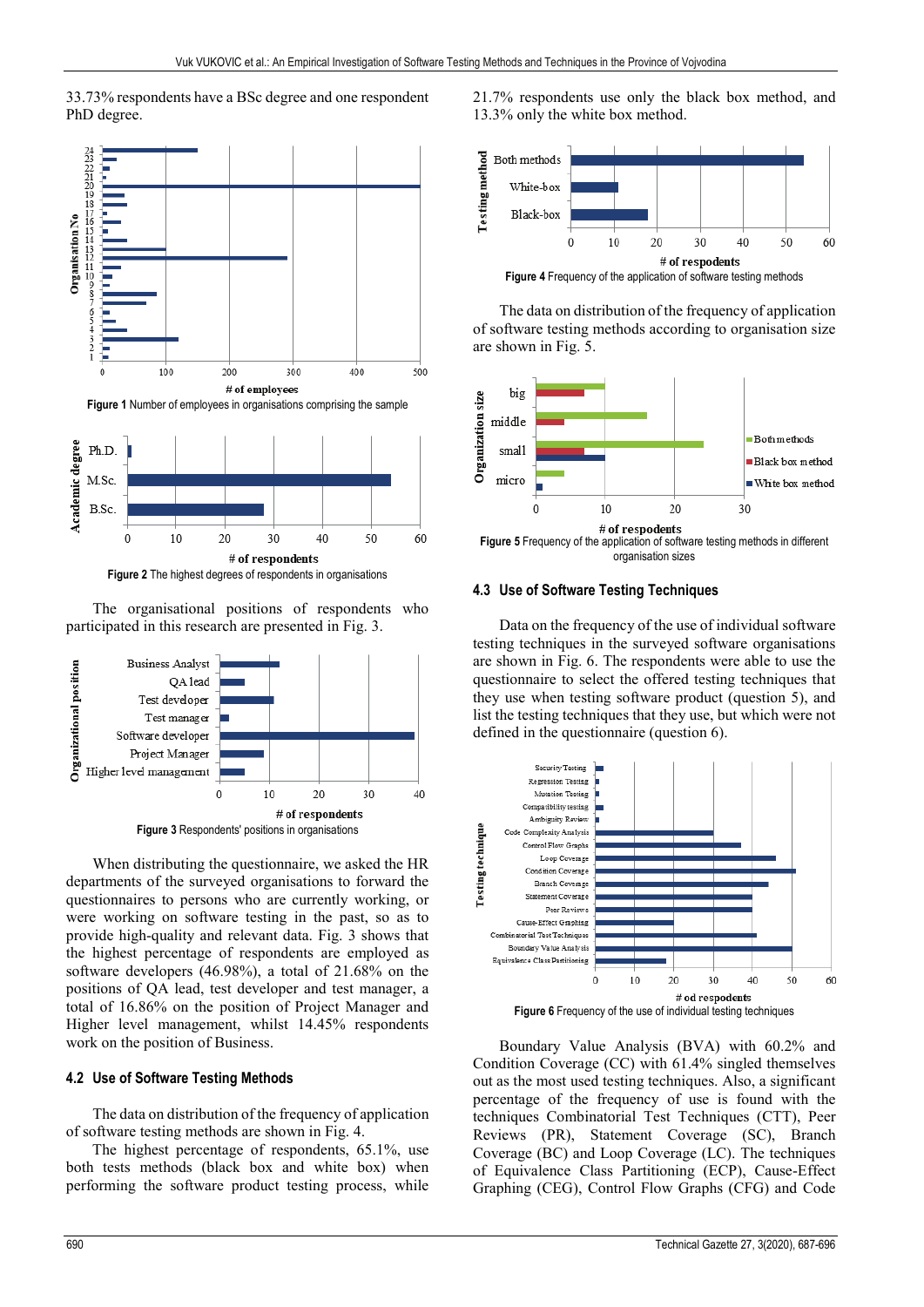33.73% respondents have a BSc degree and one respondent PhD degree.

Figure 1 Number of employees in organisations comprising the sample

Figure 2 The highest degrees of respondents in organisations

The organisational positions of respondents who participated in this research are presented in Fig. 3.

Figure 3 Respondents' positions in organisations

When distributing the questionnaire, we asked the HR departments of the surveyed organisations to forward the questionnaires to persons who are currently working, or were working on software testing in the past, so as to provide high-quality and relevant data. Fig. 3 shows that the highest percentage of respondents are employed as software developers (46.98%), a total of 21.68% on the positions of QA lead, test developer and test manager, a total of 16.86% on the position of Project Manager and Higher level management, whilst 14.45% respondents work on the position of Business.

### 4.2 Use of Software Testing Methods

The data on distribution of the frequency of application of software testing methods are shown in Fig. 4.

The highest percentage of respondents, 65.1%, use both tests methods (black box and white box) when performing the software product testing process, while 21.7% respondents use only the black box method, and 13.3% only the white box method.

Figure 4 Frequency of the application of software testing methods

The data on distribution of the frequency of application of software testing methods according to organisation size are shown in Fig. 5.

Figure 5 Frequency of the application of software testing methods in different organisation sizes

### 4.3 Use of Software Testing Techniques

Data on the frequency of the use of individual software testing techniques in the surveyed software organisations are shown in Fig. 6. The respondents were able to use the questionnaire to select the offered testing techniques that they use when testing software product (question 5), and list the testing techniques that they use, but which were not defined in the questionnaire (question 6).

Figure 6 Frequency of the use of individual testing techniques

Boundary Value Analysis (BVA) with 60.2% and Condition Coverage (CC) with 61.4% singled themselves out as the most used testing techniques. Also, a significant percentage of the frequency of use is found with the techniques Combinatorial Test Techniques (CTT), Peer Reviews (PR), Statement Coverage (SC), Branch Coverage (BC) and Loop Coverage (LC). The techniques of Equivalence Class Partitioning (ECP), Cause-Effect Graphing (CEG), Control Flow Graphs (CFG) and Code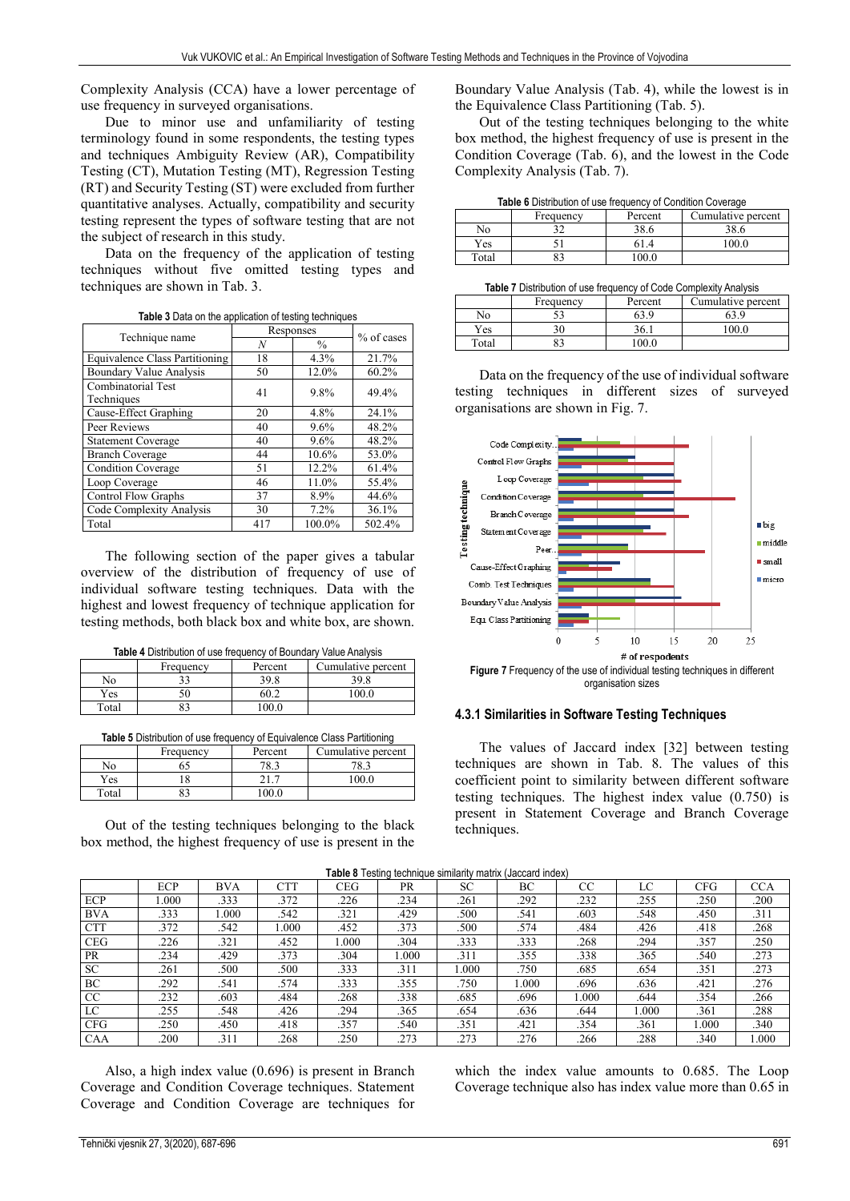Complexity Analysis (CCA) have a lower percentage of use frequency in surveyed organisations.

Due to minor use and unfamiliarity of testing terminology found in some respondents, the testing types and techniques Ambiguity Review (AR), Compatibility Testing (CT), Mutation Testing (MT), Regression Testing (RT) and Security Testing (ST) were excluded from further quantitative analyses. Actually, compatibility and security testing represent the types of software testing that are not the subject of research in this study.

Data on the frequency of the application of testing techniques without five omitted testing types and techniques are shown in Tab. 3.

**Table 3** Data on the application of testing techniques

| Technique name | Responses | | % of cases |
|---|---|---|---|
| | *N* | % | |
| Equivalence Class Partitioning | 18 | 4.3% | 21.7% |
| Boundary Value Analysis | 50 | 12.0% | 60.2% |
| Combinatorial Test Techniques | 41 | 9.8% | 49.4% |
| Cause-Effect Graphing | 20 | 4.8% | 24.1% |
| Peer Reviews | 40 | 9.6% | 48.2% |
| Statement Coverage | 40 | 9.6% | 48.2% |
| Branch Coverage | 44 | 10.6% | 53.0% |
| Condition Coverage | 51 | 12.2% | 61.4% |
| Loop Coverage | 46 | 11.0% | 55.4% |
| Control Flow Graphs | 37 | 8.9% | 44.6% |
| Code Complexity Analysis | 30 | 7.2% | 36.1% |
| Total | 417 | 100.0% | 502.4% |

The following section of the paper gives a tabular overview of the distribution of frequency of use of individual software testing techniques. Data with the highest and lowest frequency of technique application for testing methods, both black box and white box, are shown.

**Table 4** Distribution of use frequency of Boundary Value Analysis

| | Frequency | Percent | Cumulative percent |
|---|---|---|---|
| No | 33 | 39.8 | 39.8 |
| Yes | 50 | 60.2 | 100.0 |
| Total | 83 | 100.0 | |

**Table 5** Distribution of use frequency of Equivalence Class Partitioning

| | Frequency | Percent | Cumulative percent |
|---|---|---|---|
| No | 65 | 78.3 | 78.3 |
| Yes | 18 | 21.7 | 100.0 |
| Total | 83 | 100.0 | |

Out of the testing techniques belonging to the black box method, the highest frequency of use is present in the Boundary Value Analysis (Tab. 4), while the lowest is in the Equivalence Class Partitioning (Tab. 5).

Out of the testing techniques belonging to the white box method, the highest frequency of use is present in the Condition Coverage (Tab. 6), and the lowest in the Code Complexity Analysis (Tab. 7).

**Table 6** Distribution of use frequency of Condition Coverage

| | Frequency | Percent | Cumulative percent |
|---|---|---|---|
| No | 32 | 38.6 | 38.6 |
| Yes | 51 | 61.4 | 100.0 |
| Total | 83 | 100.0 | |

**Table 7** Distribution of use frequency of Code Complexity Analysis

| | Frequency | Percent | Cumulative percent |
|---|---|---|---|
| No | 53 | 63.9 | 63.9 |
| Yes | 30 | 36.1 | 100.0 |
| Total | 83 | 100.0 | |

Data on the frequency of the use of individual software testing techniques in different sizes of surveyed organisations are shown in Fig. 7.

**Figure 7** Frequency of the use of individual testing techniques in different organisation sizes

### 4.3.1 Similarities in Software Testing Techniques

The values of Jaccard index [32] between testing techniques are shown in Tab. 8. The values of this coefficient point to similarity between different software testing techniques. The highest index value (0.750) is present in Statement Coverage and Branch Coverage techniques.

**Table 8** Testing technique similarity matrix (Jaccard index)

| | ECP | BVA | CTT | CEG | PR | SC | BC | CC | LC | CFG | CCA |
|---|---|---|---|---|---|---|---|---|---|---|---|
| ECP | 1.000 | .333 | .372 | .226 | .234 | .261 | .292 | .232 | .255 | .250 | .200 |
| BVA | .333 | 1.000 | .542 | .321 | .429 | .500 | .541 | .603 | .548 | .450 | .311 |
| CTT | .372 | .542 | 1.000 | .452 | .373 | .500 | .574 | .484 | .426 | .418 | .268 |
| CEG | .226 | .321 | .452 | 1.000 | .304 | .333 | .333 | .268 | .294 | .357 | .250 |
| PR | .234 | .429 | .373 | .304 | 1.000 | .311 | .355 | .338 | .365 | .540 | .273 |
| SC | .261 | .500 | .500 | .333 | .311 | 1.000 | .750 | .685 | .654 | .351 | .273 |
| BC | .292 | .541 | .574 | .333 | .355 | .750 | 1.000 | .696 | .636 | .421 | .276 |
| CC | .232 | .603 | .484 | .268 | .338 | .685 | .696 | 1.000 | .644 | .354 | .266 |
| LC | .255 | .548 | .426 | .294 | .365 | .654 | .636 | .644 | 1.000 | .361 | .288 |
| CFG | .250 | .450 | .418 | .357 | .540 | .351 | .421 | .354 | .361 | 1.000 | .340 |
| CAA | .200 | .311 | .268 | .250 | .273 | .273 | .276 | .266 | .288 | .340 | 1.000 |

Also, a high index value (0.696) is present in Branch Coverage and Condition Coverage techniques. Statement Coverage and Condition Coverage are techniques for which the index value amounts to 0.685. The Loop Coverage technique also has index value more than 0.65 in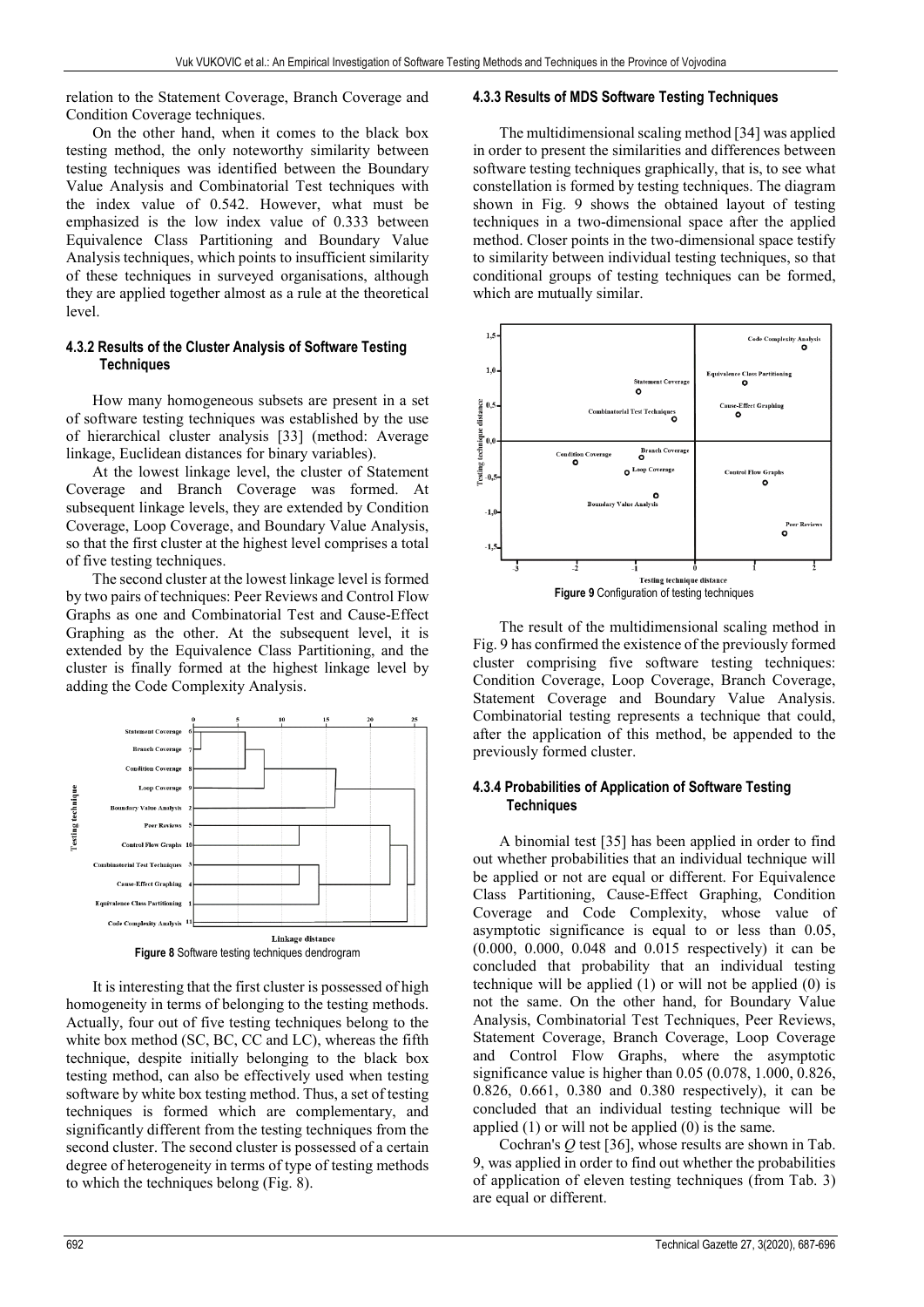relation to the Statement Coverage, Branch Coverage and Condition Coverage techniques.

On the other hand, when it comes to the black box testing method, the only noteworthy similarity between testing techniques was identified between the Boundary Value Analysis and Combinatorial Test techniques with the index value of 0.542. However, what must be emphasized is the low index value of 0.333 between Equivalence Class Partitioning and Boundary Value Analysis techniques, which points to insufficient similarity of these techniques in surveyed organisations, although they are applied together almost as a rule at the theoretical level.

#### 4.3.2 Results of the Cluster Analysis of Software Testing Techniques

How many homogeneous subsets are present in a set of software testing techniques was established by the use of hierarchical cluster analysis [33] (method: Average linkage, Euclidean distances for binary variables).

At the lowest linkage level, the cluster of Statement Coverage and Branch Coverage was formed. At subsequent linkage levels, they are extended by Condition Coverage, Loop Coverage, and Boundary Value Analysis, so that the first cluster at the highest level comprises a total of five testing techniques.

The second cluster at the lowest linkage level is formed by two pairs of techniques: Peer Reviews and Control Flow Graphs as one and Combinatorial Test and Cause-Effect Graphing as the other. At the subsequent level, it is extended by the Equivalence Class Partitioning, and the cluster is finally formed at the highest linkage level by adding the Code Complexity Analysis.

**Figure 8** Software testing techniques dendrogram

It is interesting that the first cluster is possessed of high homogeneity in terms of belonging to the testing methods. Actually, four out of five testing techniques belong to the white box method (SC, BC, CC and LC), whereas the fifth technique, despite initially belonging to the black box testing method, can also be effectively used when testing software by white box testing method. Thus, a set of testing techniques is formed which are complementary, and significantly different from the testing techniques from the second cluster. The second cluster is possessed of a certain degree of heterogeneity in terms of type of testing methods to which the techniques belong (Fig. 8).

#### 4.3.3 Results of MDS Software Testing Techniques

The multidimensional scaling method [34] was applied in order to present the similarities and differences between software testing techniques graphically, that is, to see what constellation is formed by testing techniques. The diagram shown in Fig. 9 shows the obtained layout of testing techniques in a two-dimensional space after the applied method. Closer points in the two-dimensional space testify to similarity between individual testing techniques, so that conditional groups of testing techniques can be formed, which are mutually similar.

**Figure 9** Configuration of testing techniques

The result of the multidimensional scaling method in Fig. 9 has confirmed the existence of the previously formed cluster comprising five software testing techniques: Condition Coverage, Loop Coverage, Branch Coverage, Statement Coverage and Boundary Value Analysis. Combinatorial testing represents a technique that could, after the application of this method, be appended to the previously formed cluster.

#### 4.3.4 Probabilities of Application of Software Testing Techniques

A binomial test [35] has been applied in order to find out whether probabilities that an individual technique will be applied or not are equal or different. For Equivalence Class Partitioning, Cause-Effect Graphing, Condition Coverage and Code Complexity, whose value of asymptotic significance is equal to or less than 0.05, (0.000, 0.000, 0.048 and 0.015 respectively) it can be concluded that probability that an individual testing technique will be applied (1) or will not be applied (0) is not the same. On the other hand, for Boundary Value Analysis, Combinatorial Test Techniques, Peer Reviews, Statement Coverage, Branch Coverage, Loop Coverage and Control Flow Graphs, where the asymptotic significance value is higher than 0.05 (0.078, 1.000, 0.826, 0.826, 0.661, 0.380 and 0.380 respectively), it can be concluded that an individual testing technique will be applied (1) or will not be applied (0) is the same.

Cochran's *Q* test [36], whose results are shown in Tab. 9, was applied in order to find out whether the probabilities of application of eleven testing techniques (from Tab. 3) are equal or different.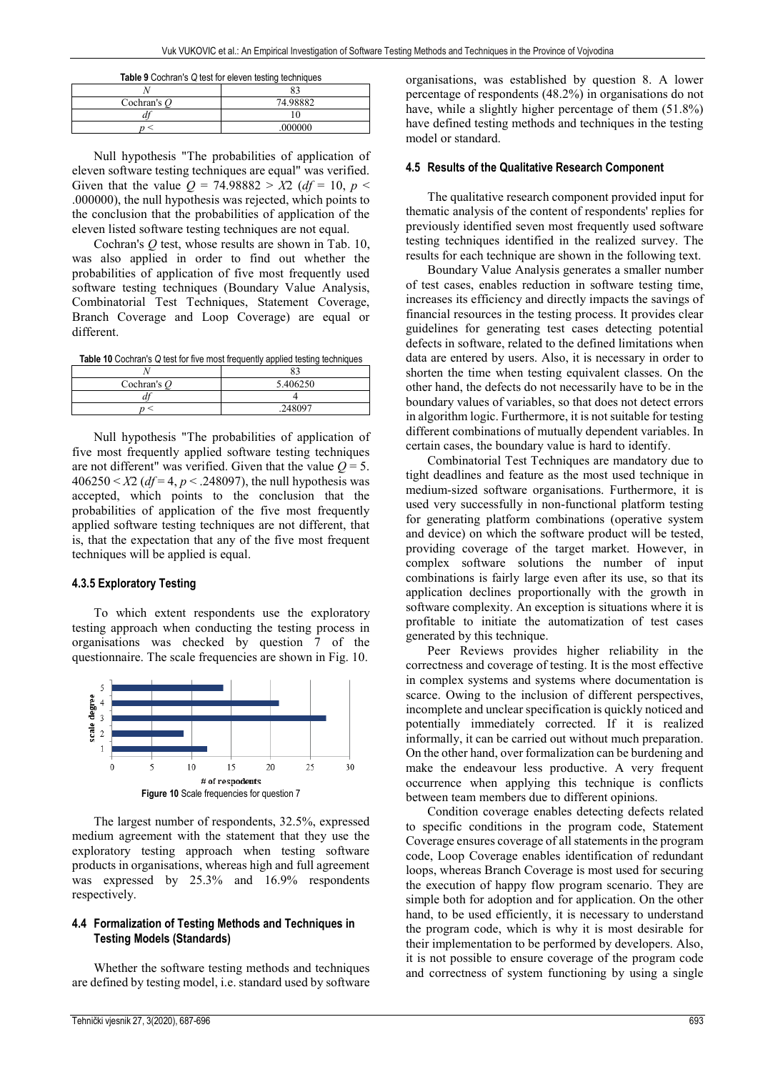**Table 9** Cochran's $Q$ test for eleven testing techniques

| | |
|---|---|
| $N$ | 83 |
| Cochran's $Q$ | 74.98882 |
| $df$ | 10 |
| $p <$ | .000000 |

Null hypothesis "The probabilities of application of eleven software testing techniques are equal" was verified. Given that the value $Q = 74.98882 > X2$ ($df = 10$, $p < .000000$), the null hypothesis was rejected, which points to the conclusion that the probabilities of application of the eleven listed software testing techniques are not equal.

Cochran's $Q$ test, whose results are shown in Tab. 10, was also applied in order to find out whether the probabilities of application of five most frequently used software testing techniques (Boundary Value Analysis, Combinatorial Test Techniques, Statement Coverage, Branch Coverage and Loop Coverage) are equal or different.

**Table 10** Cochran's Q test for five most frequently applied testing techniques

| | |
|---|---|
| $N$ | 83 |
| Cochran's $Q$ | 5.406250 |
| $df$ | 4 |
| $p <$ | .248097 |

Null hypothesis "The probabilities of application of five most frequently applied software testing techniques are not different" was verified. Given that the value $Q = 5.406250 < X2$ ($df = 4$, $p < .248097$), the null hypothesis was accepted, which points to the conclusion that the probabilities of application of the five most frequently applied software testing techniques are not different, that is, that the expectation that any of the five most frequent techniques will be applied is equal.

### 4.3.5 Exploratory Testing

To which extent respondents use the exploratory testing approach when conducting the testing process in organisations was checked by question 7 of the questionnaire. The scale frequencies are shown in Fig. 10.

**Figure 10** Scale frequencies for question 7

The largest number of respondents, 32.5%, expressed medium agreement with the statement that they use the exploratory testing approach when testing software products in organisations, whereas high and full agreement was expressed by 25.3% and 16.9% respondents respectively.

## 4.4 Formalization of Testing Methods and Techniques in Testing Models (Standards)

Whether the software testing methods and techniques are defined by testing model, i.e. standard used by software organisations, was established by question 8. A lower percentage of respondents (48.2%) in organisations do not have, while a slightly higher percentage of them (51.8%) have defined testing methods and techniques in the testing model or standard.

## 4.5 Results of the Qualitative Research Component

The qualitative research component provided input for thematic analysis of the content of respondents' replies for previously identified seven most frequently used software testing techniques identified in the realized survey. The results for each technique are shown in the following text.

Boundary Value Analysis generates a smaller number of test cases, enables reduction in software testing time, increases its efficiency and directly impacts the savings of financial resources in the testing process. It provides clear guidelines for generating test cases detecting potential defects in software, related to the defined limitations when data are entered by users. Also, it is necessary in order to shorten the time when testing equivalent classes. On the other hand, the defects do not necessarily have to be in the boundary values of variables, so that does not detect errors in algorithm logic. Furthermore, it is not suitable for testing different combinations of mutually dependent variables. In certain cases, the boundary value is hard to identify.

Combinatorial Test Techniques are mandatory due to tight deadlines and feature as the most used technique in medium-sized software organisations. Furthermore, it is used very successfully in non-functional platform testing for generating platform combinations (operative system and device) on which the software product will be tested, providing coverage of the target market. However, in complex software solutions the number of input combinations is fairly large even after its use, so that its application declines proportionally with the growth in software complexity. An exception is situations where it is profitable to initiate the automatization of test cases generated by this technique.

Peer Reviews provides higher reliability in the correctness and coverage of testing. It is the most effective in complex systems and systems where documentation is scarce. Owing to the inclusion of different perspectives, incomplete and unclear specification is quickly noticed and potentially immediately corrected. If it is realized informally, it can be carried out without much preparation. On the other hand, over formalization can be burdening and make the endeavour less productive. A very frequent occurrence when applying this technique is conflicts between team members due to different opinions.

Condition coverage enables detecting defects related to specific conditions in the program code, Statement Coverage ensures coverage of all statements in the program code, Loop Coverage enables identification of redundant loops, whereas Branch Coverage is most used for securing the execution of happy flow program scenario. They are simple both for adoption and for application. On the other hand, to be used efficiently, it is necessary to understand the program code, which is why it is most desirable for their implementation to be performed by developers. Also, it is not possible to ensure coverage of the program code and correctness of system functioning by using a single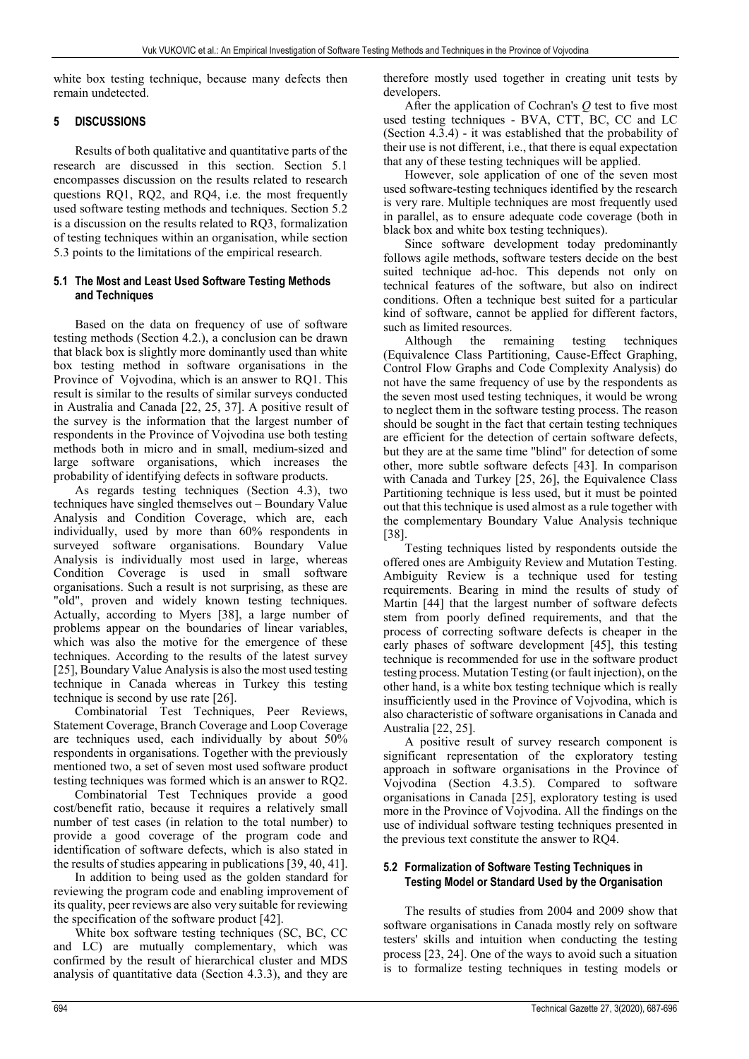white box testing technique, because many defects then remain undetected.

## 5 DISCUSSIONS

Results of both qualitative and quantitative parts of the research are discussed in this section. Section 5.1 encompasses discussion on the results related to research questions RQ1, RQ2, and RQ4, i.e. the most frequently used software testing methods and techniques. Section 5.2 is a discussion on the results related to RQ3, formalization of testing techniques within an organisation, while section 5.3 points to the limitations of the empirical research.

### 5.1 The Most and Least Used Software Testing Methods and Techniques

Based on the data on frequency of use of software testing methods (Section 4.2.), a conclusion can be drawn that black box is slightly more dominantly used than white box testing method in software organisations in the Province of Vojvodina, which is an answer to RQ1. This result is similar to the results of similar surveys conducted in Australia and Canada [22, 25, 37]. A positive result of the survey is the information that the largest number of respondents in the Province of Vojvodina use both testing methods both in micro and in small, medium-sized and large software organisations, which increases the probability of identifying defects in software products.

As regards testing techniques (Section 4.3), two techniques have singled themselves out – Boundary Value Analysis and Condition Coverage, which are, each individually, used by more than 60% respondents in surveyed software organisations. Boundary Value Analysis is individually most used in large, whereas Condition Coverage is used in small software organisations. Such a result is not surprising, as these are "old", proven and widely known testing techniques. Actually, according to Myers [38], a large number of problems appear on the boundaries of linear variables, which was also the motive for the emergence of these techniques. According to the results of the latest survey [25], Boundary Value Analysis is also the most used testing technique in Canada whereas in Turkey this testing technique is second by use rate [26].

Combinatorial Test Techniques, Peer Reviews, Statement Coverage, Branch Coverage and Loop Coverage are techniques used, each individually by about 50% respondents in organisations. Together with the previously mentioned two, a set of seven most used software product testing techniques was formed which is an answer to RQ2.

Combinatorial Test Techniques provide a good cost/benefit ratio, because it requires a relatively small number of test cases (in relation to the total number) to provide a good coverage of the program code and identification of software defects, which is also stated in the results of studies appearing in publications [39, 40, 41].

In addition to being used as the golden standard for reviewing the program code and enabling improvement of its quality, peer reviews are also very suitable for reviewing the specification of the software product [42].

White box software testing techniques (SC, BC, CC and LC) are mutually complementary, which was confirmed by the result of hierarchical cluster and MDS analysis of quantitative data (Section 4.3.3), and they are therefore mostly used together in creating unit tests by developers.

After the application of Cochran's *Q* test to five most used testing techniques - BVA, CTT, BC, CC and LC (Section 4.3.4) - it was established that the probability of their use is not different, i.e., that there is equal expectation that any of these testing techniques will be applied.

However, sole application of one of the seven most used software-testing techniques identified by the research is very rare. Multiple techniques are most frequently used in parallel, as to ensure adequate code coverage (both in black box and white box testing techniques).

Since software development today predominantly follows agile methods, software testers decide on the best suited technique ad-hoc. This depends not only on technical features of the software, but also on indirect conditions. Often a technique best suited for a particular kind of software, cannot be applied for different factors, such as limited resources.

Although the remaining testing techniques (Equivalence Class Partitioning, Cause-Effect Graphing, Control Flow Graphs and Code Complexity Analysis) do not have the same frequency of use by the respondents as the seven most used testing techniques, it would be wrong to neglect them in the software testing process. The reason should be sought in the fact that certain testing techniques are efficient for the detection of certain software defects, but they are at the same time "blind" for detection of some other, more subtle software defects [43]. In comparison with Canada and Turkey [25, 26], the Equivalence Class Partitioning technique is less used, but it must be pointed out that this technique is used almost as a rule together with the complementary Boundary Value Analysis technique [38].

Testing techniques listed by respondents outside the offered ones are Ambiguity Review and Mutation Testing. Ambiguity Review is a technique used for testing requirements. Bearing in mind the results of study of Martin [44] that the largest number of software defects stem from poorly defined requirements, and that the process of correcting software defects is cheaper in the early phases of software development [45], this testing technique is recommended for use in the software product testing process. Mutation Testing (or fault injection), on the other hand, is a white box testing technique which is really insufficiently used in the Province of Vojvodina, which is also characteristic of software organisations in Canada and Australia [22, 25].

A positive result of survey research component is significant representation of the exploratory testing approach in software organisations in the Province of Vojvodina (Section 4.3.5). Compared to software organisations in Canada [25], exploratory testing is used more in the Province of Vojvodina. All the findings on the use of individual software testing techniques presented in the previous text constitute the answer to RQ4.

### 5.2 Formalization of Software Testing Techniques in Testing Model or Standard Used by the Organisation

The results of studies from 2004 and 2009 show that software organisations in Canada mostly rely on software testers' skills and intuition when conducting the testing process [23, 24]. One of the ways to avoid such a situation is to formalize testing techniques in testing models or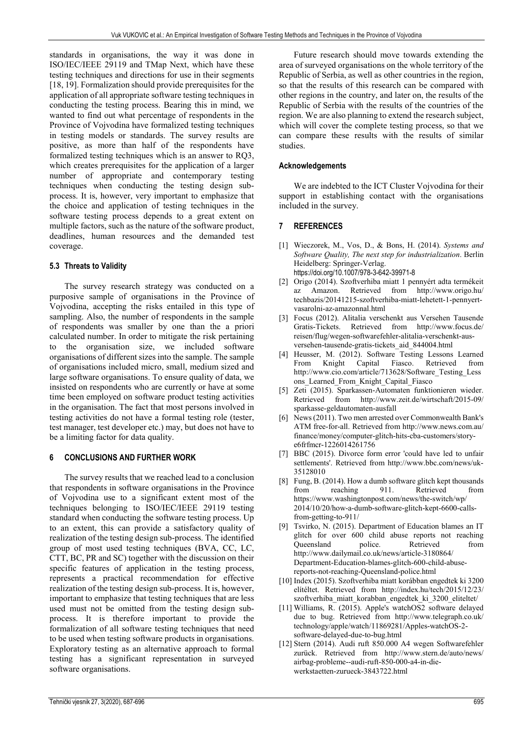standards in organisations, the way it was done in ISO/IEC/IEEE 29119 and TMap Next, which have these testing techniques and directions for use in their segments [18, 19]. Formalization should provide prerequisites for the application of all appropriate software testing techniques in conducting the testing process. Bearing this in mind, we wanted to find out what percentage of respondents in the Province of Vojvodina have formalized testing techniques in testing models or standards. The survey results are positive, as more than half of the respondents have formalized testing techniques which is an answer to RQ3, which creates prerequisites for the application of a larger number of appropriate and contemporary testing techniques when conducting the testing design sub-process. It is, however, very important to emphasize that the choice and application of testing techniques in the software testing process depends to a great extent on multiple factors, such as the nature of the software product, deadlines, human resources and the demanded test coverage.

### 5.3 Threats to Validity

The survey research strategy was conducted on a purposive sample of organisations in the Province of Vojvodina, accepting the risks entailed in this type of sampling. Also, the number of respondents in the sample of respondents was smaller by one than the a priori calculated number. In order to mitigate the risk pertaining to the organisation size, we included software organisations of different sizes into the sample. The sample of organisations included micro, small, medium sized and large software organisations. To ensure quality of data, we insisted on respondents who are currently or have at some time been employed on software product testing activities in the organisation. The fact that most persons involved in testing activities do not have a formal testing role (tester, test manager, test developer etc.) may, but does not have to be a limiting factor for data quality.

## 6 CONCLUSIONS AND FURTHER WORK

The survey results that we reached lead to a conclusion that respondents in software organisations in the Province of Vojvodina use to a significant extent most of the techniques belonging to ISO/IEC/IEEE 29119 testing standard when conducting the software testing process. Up to an extent, this can provide a satisfactory quality of realization of the testing design sub-process. The identified group of most used testing techniques (BVA, CC, LC, CTT, BC, PR and SC) together with the discussion on their specific features of application in the testing process, represents a practical recommendation for effective realization of the testing design sub-process. It is, however, important to emphasize that testing techniques that are less used must not be omitted from the testing design sub-process. It is therefore important to provide the formalization of all software testing techniques that need to be used when testing software products in organisations. Exploratory testing as an alternative approach to formal testing has a significant representation in surveyed software organisations.

Future research should move towards extending the area of surveyed organisations on the whole territory of the Republic of Serbia, as well as other countries in the region, so that the results of this research can be compared with other regions in the country, and later on, the results of the Republic of Serbia with the results of the countries of the region. We are also planning to extend the research subject, which will cover the complete testing process, so that we can compare these results with the results of similar studies.

### Acknowledgements

We are indebted to the ICT Cluster Vojvodina for their support in establishing contact with the organisations included in the survey.

## 7 REFERENCES

[1] Wieczorek, M., Vos, D., & Bons, H. (2014). *Systems and Software Quality, The next step for industrialization*. Berlin Heidelberg: Springer-Verlag. https://doi.org/10.1007/978-3-642-39971-8

[2] Origo (2014). Szoftverhiba miatt 1 pennyért adta termékeit az Amazon. Retrieved from http://www.origo.hu/techbazis/20141215-szoftverhiba-miatt-lehetett-1-pennyert-vasarolni-az-amazonnal.html

[3] Focus (2012). Alitalia verschenkt aus Versehen Tausende Gratis-Tickets. Retrieved from http://www.focus.de/reisen/flug/wegen-softwarefehler-alitalia-verschenkt-aus-versehen-tausende-gratis-tickets_aid_844004.html

[4] Heusser, M. (2012). Software Testing Lessons Learned From Knight Capital Fiasco. Retrieved from http://www.cio.com/article/713628/Software_Testing_Lessons_Learned_From_Knight_Capital_Fiasco

[5] Zeti (2015). Sparkassen-Automaten funktionieren wieder. Retrieved from http://www.zeit.de/wirtschaft/2015-09/sparkasse-geldautomaten-ausfall

[6] News (2011). Two men arrested over Commonwealth Bank's ATM free-for-all. Retrieved from http://www.news.com.au/finance/money/computer-glitch-hits-cba-customers/story-e6frfmcr-1226014261756

[7] BBC (2015). Divorce form error 'could have led to unfair settlements'. Retrieved from http://www.bbc.com/news/uk-35128010

[8] Fung, B. (2014). How a dumb software glitch kept thousands from reaching 911. Retrieved from https://www.washingtonpost.com/news/the-switch/wp/2014/10/20/how-a-dumb-software-glitch-kept-6600-calls-from-getting-to-911/

[9] Tsvirko, N. (2015). Department of Education blames an IT glitch for over 600 child abuse reports not reaching Queensland police. Retrieved from http://www.dailymail.co.uk/news/article-3180864/Department-Education-blames-glitch-600-child-abuse-reports-not-reaching-Queensland-police.html

[10] Index (2015). Szoftverhiba miatt korábban engedtek ki 3200 elítéltet. Retrieved from http://index.hu/tech/2015/12/23/szoftverhiba_miatt_korabban_engedtek_ki_3200_eliteltet/

[11] Williams, R. (2015). Apple's watchOS2 software delayed due to bug. Retrieved from http://www.telegraph.co.uk/technology/apple/watch/11869281/Apples-watchOS-2-software-delayed-due-to-bug.html

[12] Stern (2014). Audi ruft 850.000 A4 wegen Softwarefehler zurück. Retrieved from http://www.stern.de/auto/news/airbag-probleme--audi-ruft-850-000-a4-in-die-werkstaetten-zurueck-3843722.html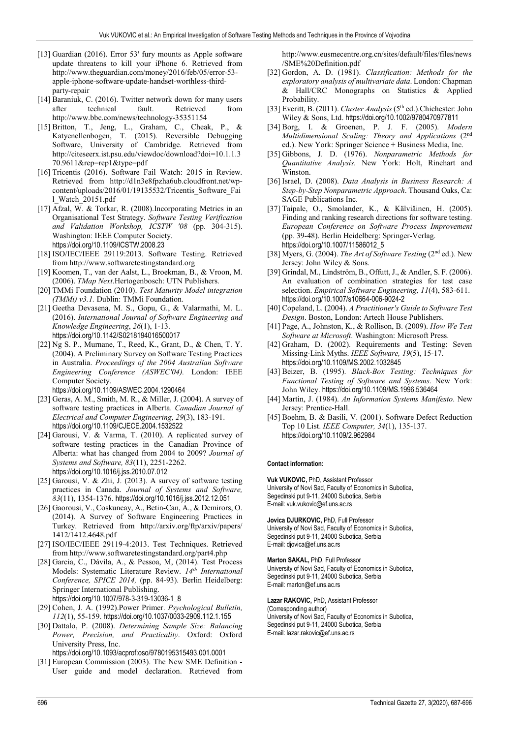[13] Guardian (2016). Error 53' fury mounts as Apple software update threatens to kill your iPhone 6. Retrieved from http://www.theguardian.com/money/2016/feb/05/error-53-apple-iphone-software-update-handset-worthless-third-party-repair

[14] Baraniuk, C. (2016). Twitter network down for many users after technical fault. Retrieved from http://www.bbc.com/news/technology-35351154

[15] Britton, T., Jeng, L., Graham, C., Cheak, P., & Katyenellenbogen, T. (2015). Reversible Debugging Software, University of Cambridge. Retrieved from http://citeseerx.ist.psu.edu/viewdoc/download?doi=10.1.1.370.9611&rep=rep1&type=pdf

[16] Tricentis (2016). Software Fail Watch: 2015 in Review. Retrieved from http://d1n3e8fpzha6ub.cloudfront.net/wp-content/uploads/2016/01/19135532/Tricentis_Software_Fail_Watch_20151.pdf

[17] Afzal, W. & Torkar, R. (2008).Incorporating Metrics in an Organisational Test Strategy. *Software Testing Verification and Validation Workshop, ICSTW '08* (pp. 304-315). Washington: IEEE Computer Society. https://doi.org/10.1109/ICSTW.2008.23

[18] ISO/IEC/IEEE 29119:2013. Software Testing. Retrieved from http://www.softwaretestingstandard.org

[19] Koomen, T., van der Aalst, L., Broekman, B., & Vroon, M. (2006). *TMap Next*.Hertogenbosch: UTN Publishers.

[20] TMMi Foundation (2010). *Test Maturity Model integration (TMMi) v3.1.* Dublin: TMMi Foundation.

[21] Geetha Devasena, M. S., Gopu, G., & Valarmathi, M. L. (2016). *International Journal of Software Engineering and Knowledge Engineering*, *26*(1), 1-13. https://doi.org/10.1142/S0218194016500017

[22] Ng S. P., Murnane, T., Reed, K., Grant, D., & Chen, T. Y. (2004). A Preliminary Survey on Software Testing Practices in Australia. *Proceedings of the 2004 Australian Software Engineering Conference (ASWEC'04).* London: IEEE Computer Society. https://doi.org/10.1109/ASWEC.2004.1290464

[23] Geras, A. M., Smith, M. R., & Miller, J. (2004). A survey of software testing practices in Alberta. *Canadian Journal of Electrical and Computer Engineering, 29*(3), 183-191. https://doi.org/10.1109/CJECE.2004.1532522

[24] Garousi, V. & Varma, T. (2010). A replicated survey of software testing practices in the Canadian Province of Alberta: what has changed from 2004 to 2009? *Journal of Systems and Software, 83*(11), 2251-2262. https://doi.org/10.1016/j.jss.2010.07.012

[25] Garousi, V. & Zhi, J. (2013). A survey of software testing practices in Canada. *Journal of Systems and Software, 83*(11), 1354-1376. https://doi.org/10.1016/j.jss.2012.12.051

[26] Gaorousi, V., Coskuncay, A., Betin-Can, A., & Demirors, O. (2014). A Survey of Software Engineering Practices in Turkey. Retrieved from http://arxiv.org/ftp/arxiv/papers/1412/1412.4648.pdf

[27] ISO/IEC/IEEE 29119-4:2013. Test Techniques. Retrieved from http://www.softwaretestingstandard.org/part4.php

[28] Garcia, C., Dávila, A., & Pessoa, M, (2014). Test Process Models: Systematic Literature Review. *14th International Conference, SPICE 2014,* (pp. 84-93). Berlin Heidelberg: Springer International Publishing. https://doi.org/10.1007/978-3-319-13036-1_8

[29] Cohen, J. A. (1992).Power Primer. *Psychological Bulletin, 112*(1), 55-159. https://doi.org/10.1037/0033-2909.112.1.155

[30] Dattalo, P. (2008). *Determining Sample Size: Balancing Power, Precision, and Practicality*. Oxford: Oxford University Press, Inc. https://doi.org/10.1093/acprof:oso/9780195315493.001.0001

[31] European Commission (2003). The New SME Definition - User guide and model declaration. Retrieved from http://www.eusmecentre.org.cn/sites/default/files/files/news/SME%20Definition.pdf

[32] Gordon, A. D. (1981). *Classification: Methods for the exploratory analysis of multivariate data*. London: Chapman & Hall/CRC Monographs on Statistics & Applied Probability.

[33] Everitt, B. (2011). *Cluster Analysis* (5th ed.).Chichester: John Wiley & Sons, Ltd. https://doi.org/10.1002/9780470977811

[34] Borg, I. & Groenen, P. J. F. (2005). *Modern Multidimensional Scaling: Theory and Applications* (2nd ed.). New York: Springer Science + Business Media, Inc.

[35] Gibbons, J. D. (1976). *Nonparametric Methods for Quantitative Analysis.* New York: Holt, Rinehart and Winston.

[36] Israel, D. (2008). *Data Analysis in Business Research: A Step-by-Step Nonparametric Approach*. Thousand Oaks, Ca: SAGE Publications Inc.

[37] Taipale, O., Smolander, K., & Kälviäinen, H. (2005). Finding and ranking research directions for software testing. *European Conference on Software Process Improvement* (pp. 39-48). Berlin Heidelberg: Springer-Verlag. https://doi.org/10.1007/11586012_5

[38] Myers, G. (2004). *The Art of Software Testing* (2nd ed.). New Jersey: John Wiley & Sons.

[39] Grindal, M., Lindström, B., Offutt, J., & Andler, S. F. (2006). An evaluation of combination strategies for test case selection. *Empirical Software Engineering, 11*(4), 583-611. https://doi.org/10.1007/s10664-006-9024-2

[40] Copeland, L. (2004). *A Practitioner's Guide to Software Test Design*. Boston, London: Artech House Publishers.

[41] Page, A., Johnston, K., & Rollison, B. (2009). *How We Test Software at Microsoft*. Washington: Microsoft Press.

[42] Graham, D. (2002). Requirements and Testing: Seven Missing-Link Myths. *IEEE Software, 19*(5), 15-17. https://doi.org/10.1109/MS.2002.1032845

[43] Beizer, B. (1995). *Black-Box Testing: Techniques for Functional Testing of Software and Systems*. New York: John Wiley. https://doi.org/10.1109/MS.1996.536464

[44] Martin, J. (1984). *An Information Systems Manifesto*. New Jersey: Prentice-Hall.

[45] Boehm, B. & Basili, V. (2001). Software Defect Reduction Top 10 List. *IEEE Computer, 34*(1), 135-137. https://doi.org/10.1109/2.962984

**Contact information:**

**Vuk VUKOVIC,** PhD, Assistant Professor
University of Novi Sad, Faculty of Economics in Subotica,
Segedinski put 9-11, 24000 Subotica, Serbia
E-mail: vuk.vukovic@ef.uns.ac.rs

**Jovica DJURKOVIC,** PhD, Full Professor
University of Novi Sad, Faculty of Economics in Subotica,
Segedinski put 9-11, 24000 Subotica, Serbia
E-mail: djovica@ef.uns.ac.rs

**Marton SAKAL,** PhD, Full Professor
University of Novi Sad, Faculty of Economics in Subotica,
Segedinski put 9-11, 24000 Subotica, Serbia
E-mail: marton@ef.uns.ac.rs

**Lazar RAKOVIC,** PhD, Assistant Professor
(Corresponding author)
University of Novi Sad, Faculty of Economics in Subotica,
Segedinski put 9-11, 24000 Subotica, Serbia
E-mail: lazar.rakovic@ef.uns.ac.rs